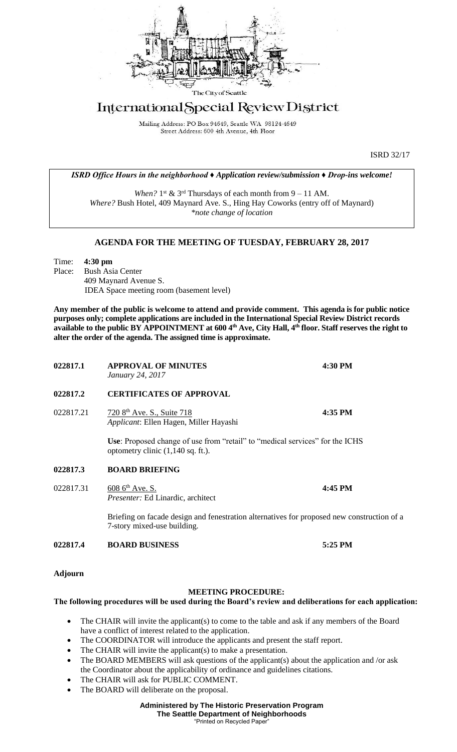The City of Seattle

# International Special Review District

Mailing Address: PO Box 94649, Seattle WA 98124-4649
Street Address: 600 4th Avenue, 4th Floor

ISRD 32/17

***ISRD Office Hours in the neighborhood ♦ Application review/submission ♦ Drop-ins welcome!***

*When?* 1st & 3rd Thursdays of each month from 9 – 11 AM.
*Where?* Bush Hotel, 409 Maynard Ave. S., Hing Hay Coworks (entry off of Maynard)
*\*note change of location*

## AGENDA FOR THE MEETING OF TUESDAY, FEBRUARY 28, 2017

Time: **4:30 pm**
Place: Bush Asia Center
409 Maynard Avenue S.
IDEA Space meeting room (basement level)

**Any member of the public is welcome to attend and provide comment. This agenda is for public notice purposes only; complete applications are included in the International Special Review District records available to the public BY APPOINTMENT at 600 4th Ave, City Hall, 4th floor. Staff reserves the right to alter the order of the agenda. The assigned time is approximate.**

**022817.1 APPROVAL OF MINUTES** **4:30 PM**
*January 24, 2017*

**022817.2 CERTIFICATES OF APPROVAL**

022817.21 720 8th Ave. S., Suite 718 **4:35 PM**
*Applicant*: Ellen Hagen, Miller Hayashi

**Use**: Proposed change of use from "retail" to "medical services" for the ICHS optometry clinic (1,140 sq. ft.).

**022817.3 BOARD BRIEFING**

022817.31 608 6th Ave. S. **4:45 PM**
*Presenter:* Ed Linardic, architect

Briefing on facade design and fenestration alternatives for proposed new construction of a 7-story mixed-use building.

**022817.4 BOARD BUSINESS** **5:25 PM**

**Adjourn**

### MEETING PROCEDURE:

**The following procedures will be used during the Board's review and deliberations for each application:**

- The CHAIR will invite the applicant(s) to come to the table and ask if any members of the Board have a conflict of interest related to the application.
- The COORDINATOR will introduce the applicants and present the staff report.
- The CHAIR will invite the applicant(s) to make a presentation.
- The BOARD MEMBERS will ask questions of the applicant(s) about the application and /or ask the Coordinator about the applicability of ordinance and guidelines citations.
- The CHAIR will ask for PUBLIC COMMENT.
- The BOARD will deliberate on the proposal.

**Administered by The Historic Preservation Program**
**The Seattle Department of Neighborhoods**
"Printed on Recycled Paper"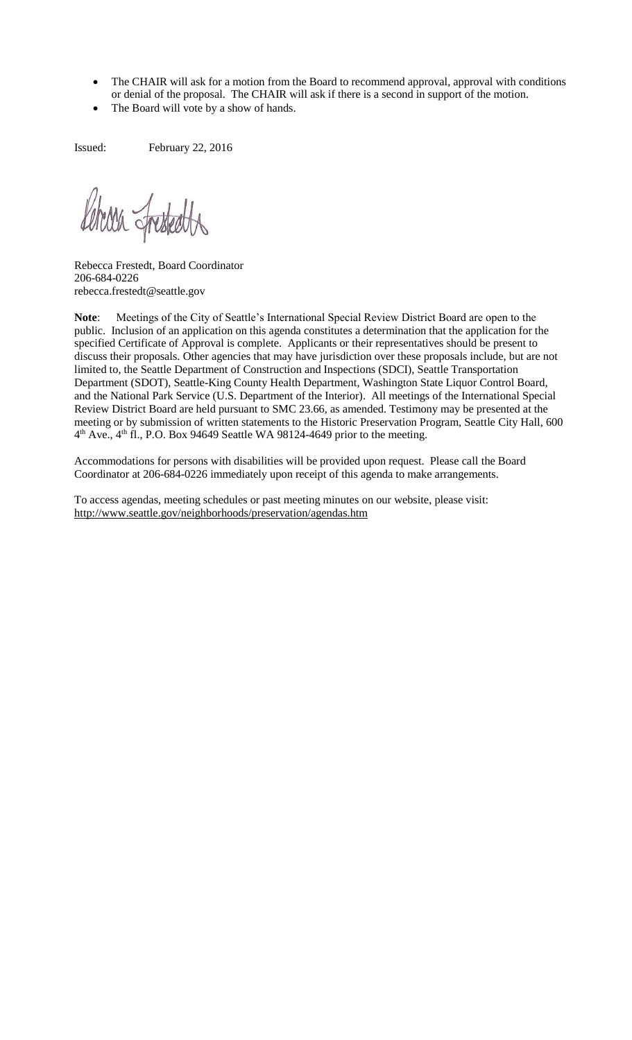- The CHAIR will ask for a motion from the Board to recommend approval, approval with conditions or denial of the proposal. The CHAIR will ask if there is a second in support of the motion.
- The Board will vote by a show of hands.

Issued: February 22, 2016

Rebecca Frestedt, Board Coordinator
206-684-0226
rebecca.frestedt@seattle.gov

**Note**: Meetings of the City of Seattle's International Special Review District Board are open to the public. Inclusion of an application on this agenda constitutes a determination that the application for the specified Certificate of Approval is complete. Applicants or their representatives should be present to discuss their proposals. Other agencies that may have jurisdiction over these proposals include, but are not limited to, the Seattle Department of Construction and Inspections (SDCI), Seattle Transportation Department (SDOT), Seattle-King County Health Department, Washington State Liquor Control Board, and the National Park Service (U.S. Department of the Interior). All meetings of the International Special Review District Board are held pursuant to SMC 23.66, as amended. Testimony may be presented at the meeting or by submission of written statements to the Historic Preservation Program, Seattle City Hall, 600 4th Ave., 4th fl., P.O. Box 94649 Seattle WA 98124-4649 prior to the meeting.

Accommodations for persons with disabilities will be provided upon request. Please call the Board Coordinator at 206-684-0226 immediately upon receipt of this agenda to make arrangements.

To access agendas, meeting schedules or past meeting minutes on our website, please visit: http://www.seattle.gov/neighborhoods/preservation/agendas.htm